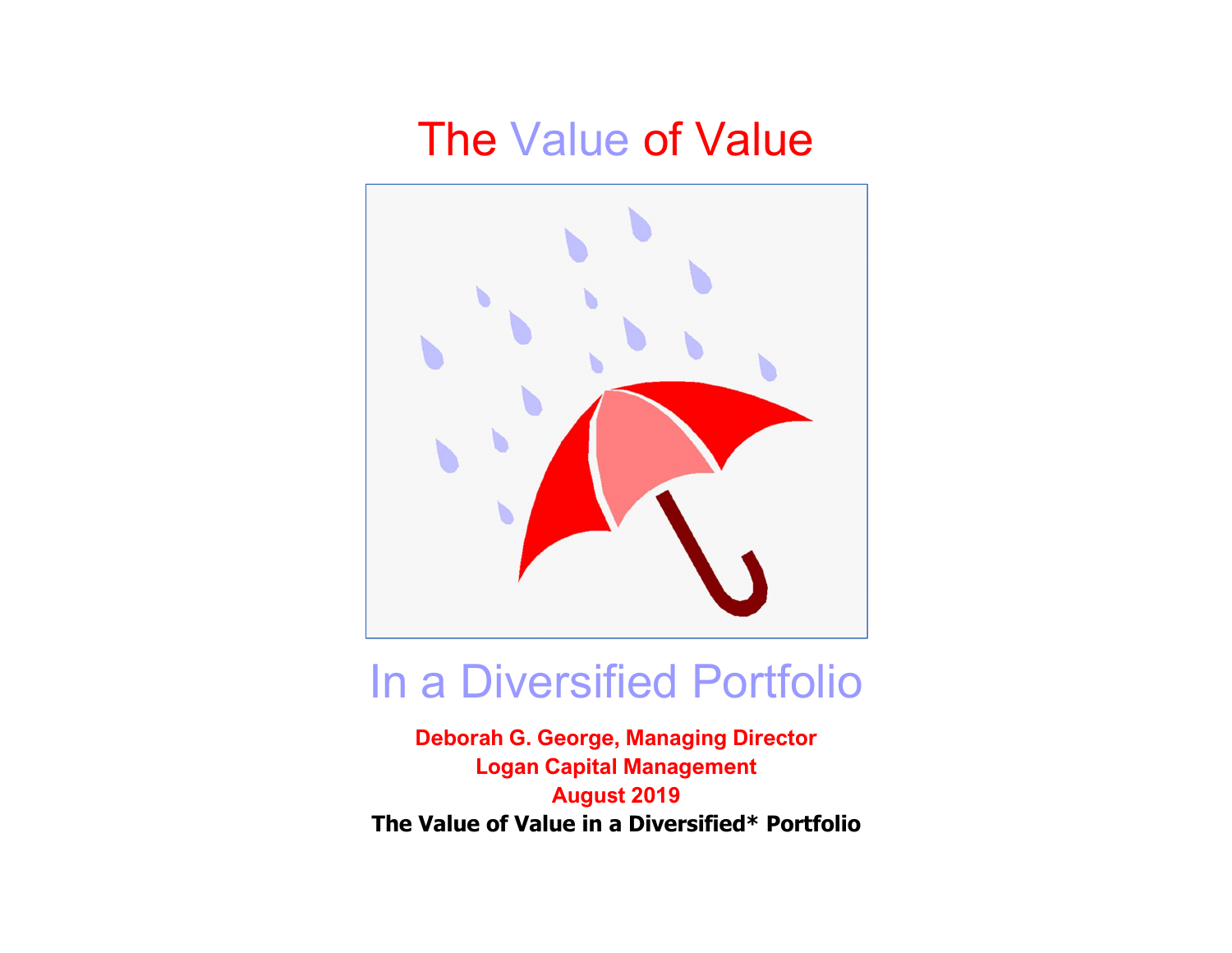# The Value of Value

## In a Diversified Portfolio

**Deborah G. George, Managing Director**
**Logan Capital Management**
**August 2019**

**The Value of Value in a Diversified* Portfolio**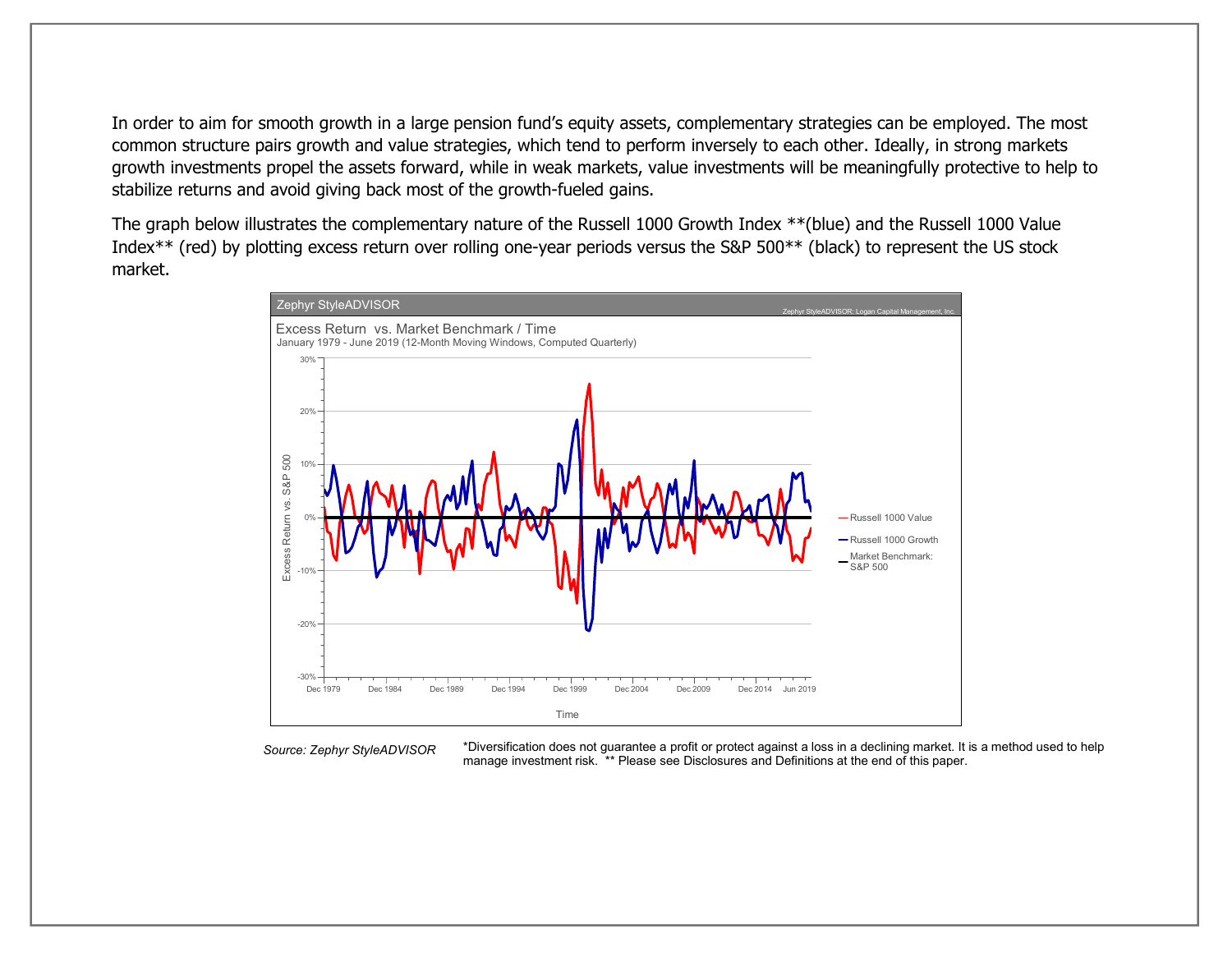In order to aim for smooth growth in a large pension fund's equity assets, complementary strategies can be employed. The most common structure pairs growth and value strategies, which tend to perform inversely to each other. Ideally, in strong markets growth investments propel the assets forward, while in weak markets, value investments will be meaningfully protective to help to stabilize returns and avoid giving back most of the growth-fueled gains.

The graph below illustrates the complementary nature of the Russell 1000 Growth Index **(blue) and the Russell 1000 Value Index** (red) by plotting excess return over rolling one-year periods versus the S&P 500** (black) to represent the US stock market.

Zephyr StyleADVISOR

Zephyr StyleADVISOR: Logan Capital Management, Inc.

Excess Return vs. Market Benchmark / Time

January 1979 - June 2019 (12-Month Moving Windows, Computed Quarterly)

Russell 1000 Value

Russell 1000 Growth

Market Benchmark: S&P 500

*Source: Zephyr StyleADVISOR*

*Diversification does not guarantee a profit or protect against a loss in a declining market. It is a method used to help manage investment risk. ** Please see Disclosures and Definitions at the end of this paper.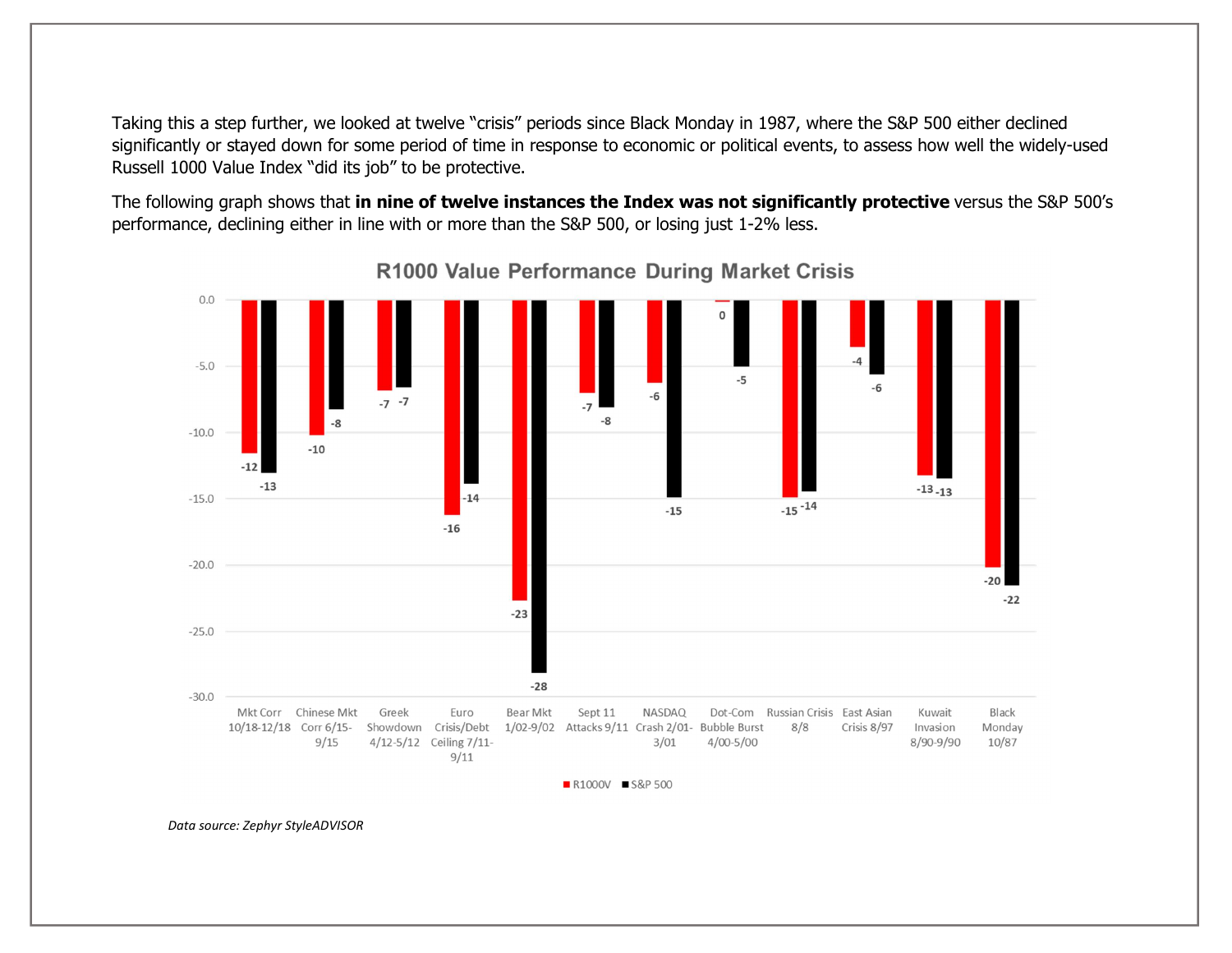Taking this a step further, we looked at twelve "crisis" periods since Black Monday in 1987, where the S&P 500 either declined significantly or stayed down for some period of time in response to economic or political events, to assess how well the widely-used Russell 1000 Value Index "did its job" to be protective.

The following graph shows that **in nine of twelve instances the Index was not significantly protective** versus the S&P 500's performance, declining either in line with or more than the S&P 500, or losing just 1-2% less.

**R1000 Value Performance During Market Crisis**

| Crisis Period | R1000V | S&P 500 |
|---|---|---|
| Mkt Corr 10/18-12/18 | -12 | -13 |
| Chinese Mkt Corr 6/15-9/15 | -10 | -8 |
| Greek Showdown 4/12-5/12 | -7 | -7 |
| Euro Crisis/Debt Ceiling 7/11-9/11 | -16 | -14 |
| Bear Mkt 1/02-9/02 | -23 | -28 |
| Sept 11 Attacks 9/11 | -7 | -8 |
| NASDAQ Crash 2/01-3/01 | -6 | -15 |
| Dot-Com Bubble Burst 4/00-5/00 | 0 | -5 |
| Russian Crisis 8/8 | -15 | -14 |
| East Asian Crisis 8/97 | -4 | -6 |
| Kuwait Invasion 8/90-9/90 | -13 | -13 |
| Black Monday 10/87 | -20 | -22 |

*Data source: Zephyr StyleADVISOR*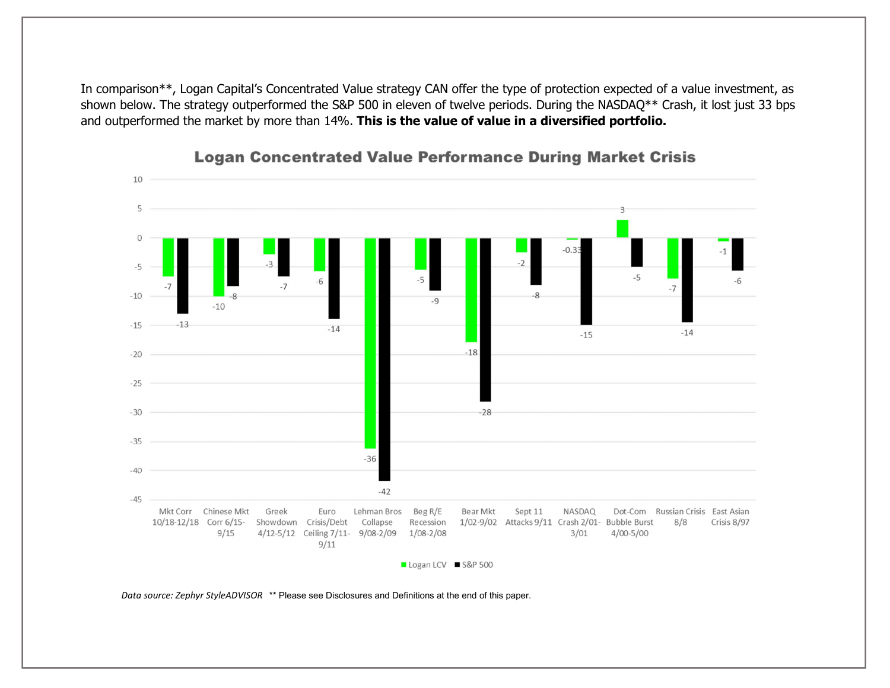In comparison**, Logan Capital's Concentrated Value strategy CAN offer the type of protection expected of a value investment, as shown below. The strategy outperformed the S&P 500 in eleven of twelve periods. During the NASDAQ** Crash, it lost just 33 bps and outperformed the market by more than 14%. **This is the value of value in a diversified portfolio.**

**Logan Concentrated Value Performance During Market Crisis**

| Period | Logan LCV | S&P 500 |
| --- | --- | --- |
| Mkt Corr 10/18-12/18 | -7 | -13 |
| Chinese Mkt Corr 6/15-9/15 | -10 | -8 |
| Greek Showdown 4/12-5/12 | -3 | -7 |
| Euro Crisis/Debt Ceiling 7/11-9/11 | -6 | -14 |
| Lehman Bros Collapse 9/08-2/09 | -36 | -42 |
| Beg R/E Recession 1/08-2/08 | -5 | -9 |
| Bear Mkt 1/02-9/02 | -18 | -28 |
| Sept 11 Attacks 9/11 | -2 | -8 |
| NASDAQ Crash 2/01-3/01 | -0.33 | -15 |
| Dot-Com Bubble Burst 4/00-5/00 | 3 | -5 |
| Russian Crisis 8/8 | -7 | -14 |
| East Asian Crisis 8/97 | -1 | -6 |

*Data source: Zephyr StyleADVISOR* ** Please see Disclosures and Definitions at the end of this paper.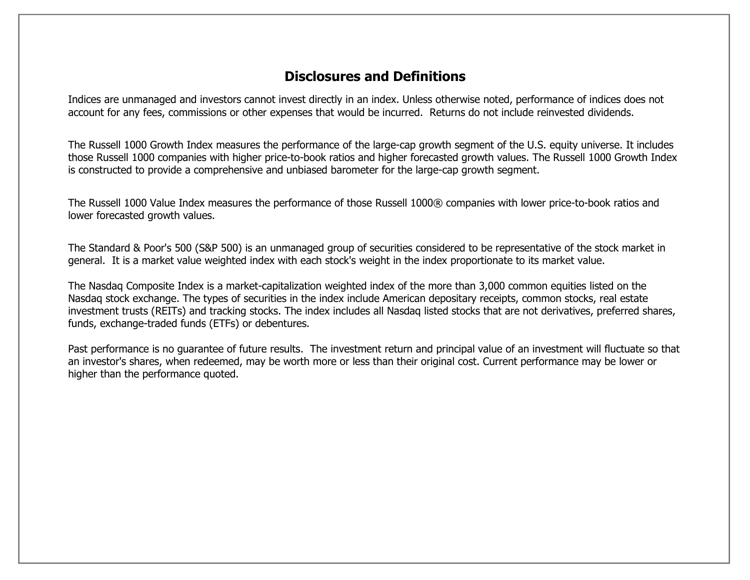## Disclosures and Definitions

Indices are unmanaged and investors cannot invest directly in an index. Unless otherwise noted, performance of indices does not account for any fees, commissions or other expenses that would be incurred. Returns do not include reinvested dividends.

The Russell 1000 Growth Index measures the performance of the large-cap growth segment of the U.S. equity universe. It includes those Russell 1000 companies with higher price-to-book ratios and higher forecasted growth values. The Russell 1000 Growth Index is constructed to provide a comprehensive and unbiased barometer for the large-cap growth segment.

The Russell 1000 Value Index measures the performance of those Russell 1000® companies with lower price-to-book ratios and lower forecasted growth values.

The Standard & Poor's 500 (S&P 500) is an unmanaged group of securities considered to be representative of the stock market in general. It is a market value weighted index with each stock's weight in the index proportionate to its market value.

The Nasdaq Composite Index is a market-capitalization weighted index of the more than 3,000 common equities listed on the Nasdaq stock exchange. The types of securities in the index include American depositary receipts, common stocks, real estate investment trusts (REITs) and tracking stocks. The index includes all Nasdaq listed stocks that are not derivatives, preferred shares, funds, exchange-traded funds (ETFs) or debentures.

Past performance is no guarantee of future results. The investment return and principal value of an investment will fluctuate so that an investor's shares, when redeemed, may be worth more or less than their original cost. Current performance may be lower or higher than the performance quoted.